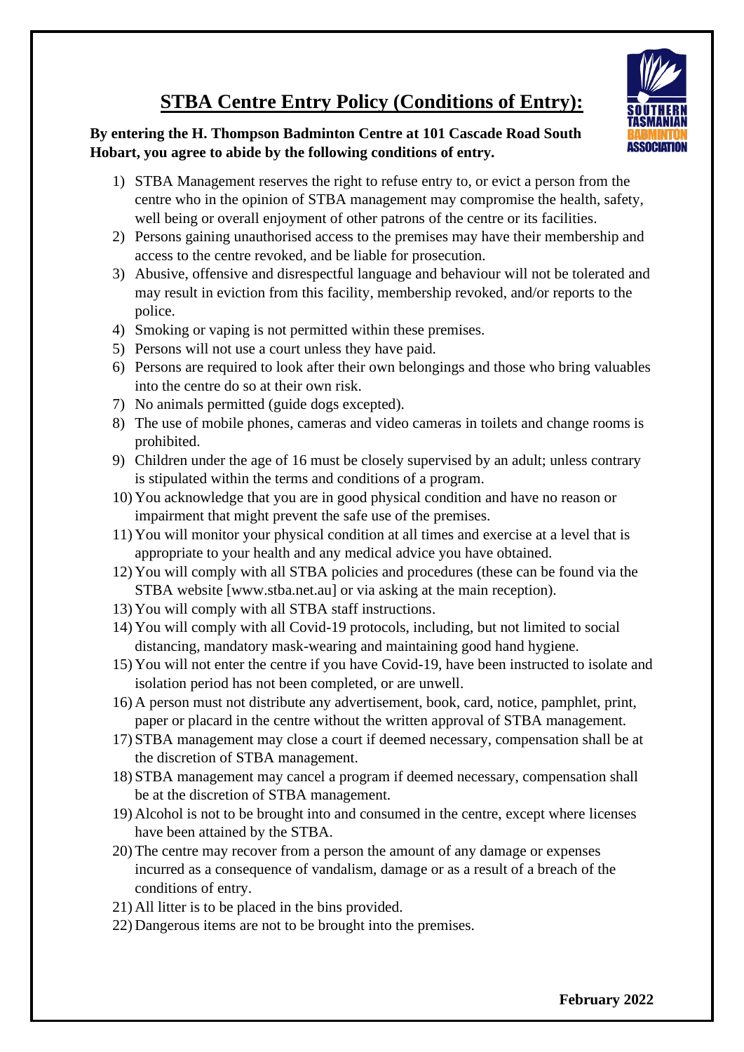# STBA Centre Entry Policy (Conditions of Entry):

**By entering the H. Thompson Badminton Centre at 101 Cascade Road South Hobart, you agree to abide by the following conditions of entry.**

1) STBA Management reserves the right to refuse entry to, or evict a person from the centre who in the opinion of STBA management may compromise the health, safety, well being or overall enjoyment of other patrons of the centre or its facilities.
2) Persons gaining unauthorised access to the premises may have their membership and access to the centre revoked, and be liable for prosecution.
3) Abusive, offensive and disrespectful language and behaviour will not be tolerated and may result in eviction from this facility, membership revoked, and/or reports to the police.
4) Smoking or vaping is not permitted within these premises.
5) Persons will not use a court unless they have paid.
6) Persons are required to look after their own belongings and those who bring valuables into the centre do so at their own risk.
7) No animals permitted (guide dogs excepted).
8) The use of mobile phones, cameras and video cameras in toilets and change rooms is prohibited.
9) Children under the age of 16 must be closely supervised by an adult; unless contrary is stipulated within the terms and conditions of a program.
10) You acknowledge that you are in good physical condition and have no reason or impairment that might prevent the safe use of the premises.
11) You will monitor your physical condition at all times and exercise at a level that is appropriate to your health and any medical advice you have obtained.
12) You will comply with all STBA policies and procedures (these can be found via the STBA website [www.stba.net.au] or via asking at the main reception).
13) You will comply with all STBA staff instructions.
14) You will comply with all Covid-19 protocols, including, but not limited to social distancing, mandatory mask-wearing and maintaining good hand hygiene.
15) You will not enter the centre if you have Covid-19, have been instructed to isolate and isolation period has not been completed, or are unwell.
16) A person must not distribute any advertisement, book, card, notice, pamphlet, print, paper or placard in the centre without the written approval of STBA management.
17) STBA management may close a court if deemed necessary, compensation shall be at the discretion of STBA management.
18) STBA management may cancel a program if deemed necessary, compensation shall be at the discretion of STBA management.
19) Alcohol is not to be brought into and consumed in the centre, except where licenses have been attained by the STBA.
20) The centre may recover from a person the amount of any damage or expenses incurred as a consequence of vandalism, damage or as a result of a breach of the conditions of entry.
21) All litter is to be placed in the bins provided.
22) Dangerous items are not to be brought into the premises.

**February 2022**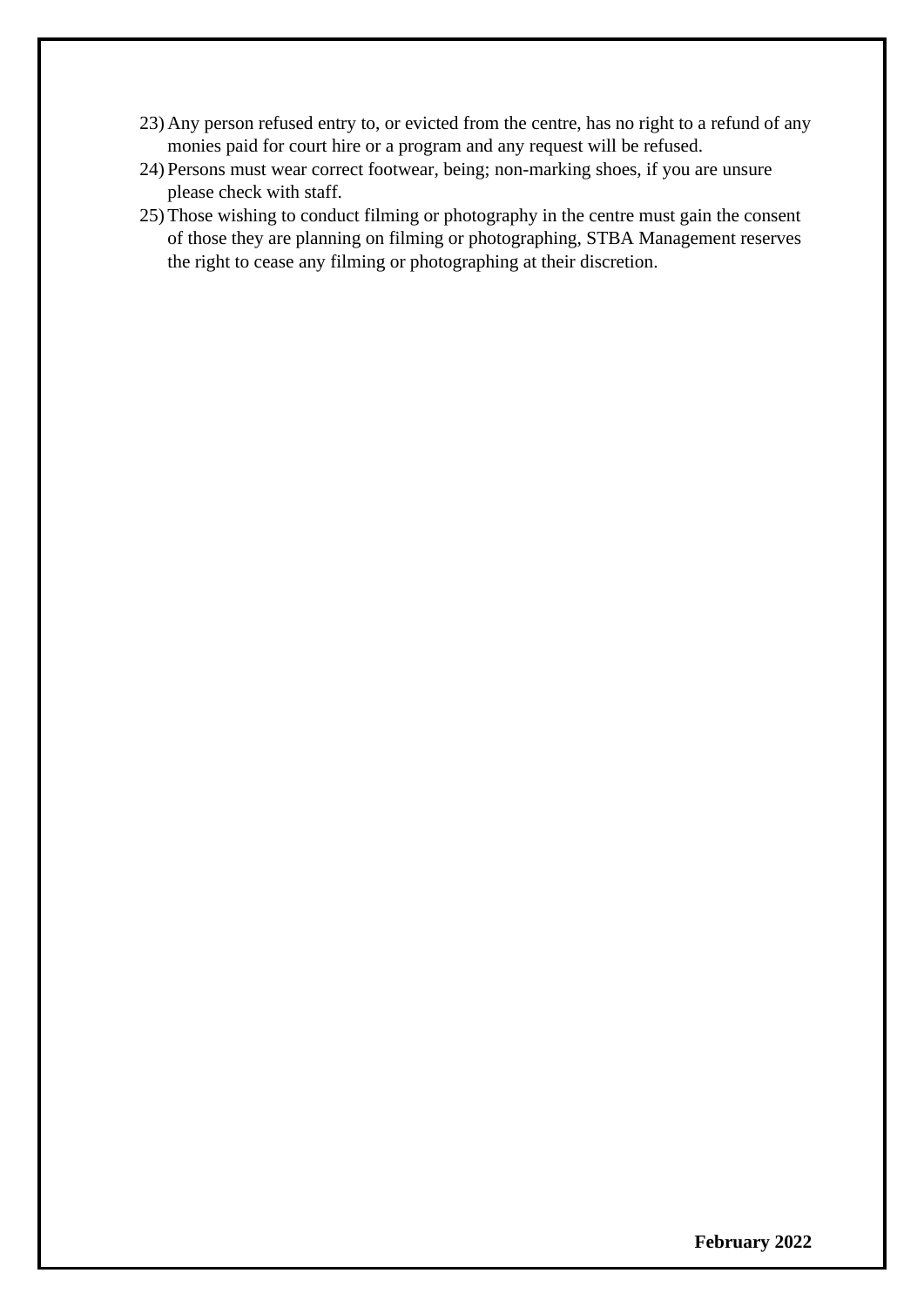23) Any person refused entry to, or evicted from the centre, has no right to a refund of any monies paid for court hire or a program and any request will be refused.
24) Persons must wear correct footwear, being; non-marking shoes, if you are unsure please check with staff.
25) Those wishing to conduct filming or photography in the centre must gain the consent of those they are planning on filming or photographing, STBA Management reserves the right to cease any filming or photographing at their discretion.

**February 2022**